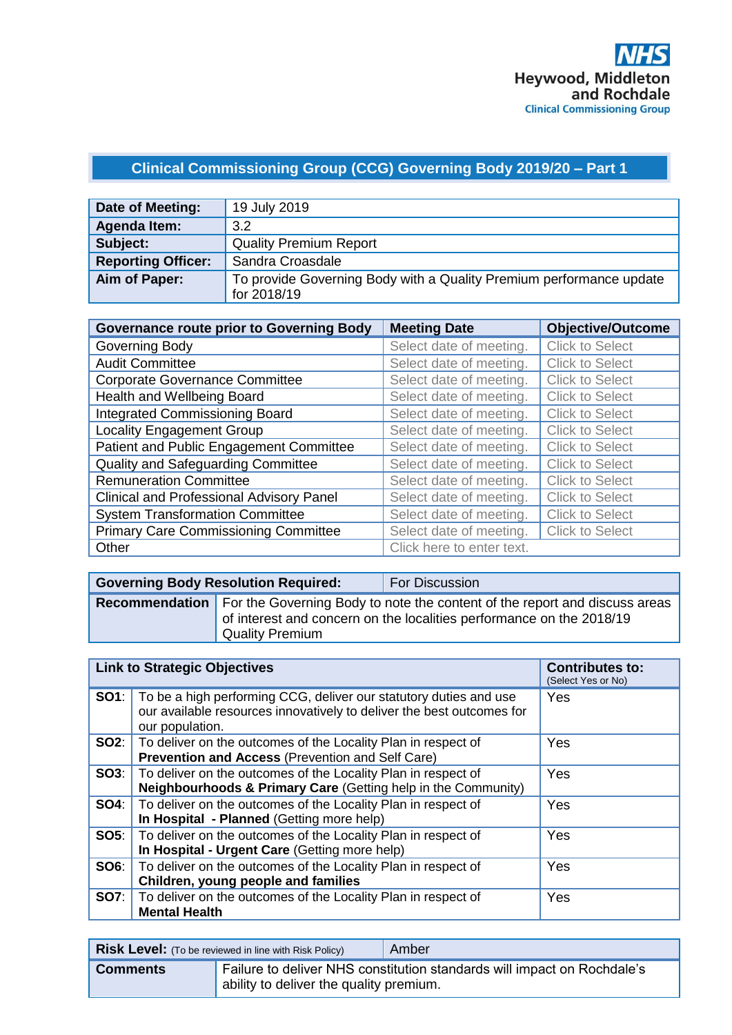NHS
Heywood, Middleton and Rochdale
Clinical Commissioning Group

## Clinical Commissioning Group (CCG) Governing Body 2019/20 – Part 1

| **Date of Meeting:** | 19 July 2019 |
|---|---|
| **Agenda Item:** | 3.2 |
| **Subject:** | Quality Premium Report |
| **Reporting Officer:** | Sandra Croasdale |
| **Aim of Paper:** | To provide Governing Body with a Quality Premium performance update for 2018/19 |

| **Governance route prior to Governing Body** | **Meeting Date** | **Objective/Outcome** |
|---|---|---|
| Governing Body | Select date of meeting. | Click to Select |
| Audit Committee | Select date of meeting. | Click to Select |
| Corporate Governance Committee | Select date of meeting. | Click to Select |
| Health and Wellbeing Board | Select date of meeting. | Click to Select |
| Integrated Commissioning Board | Select date of meeting. | Click to Select |
| Locality Engagement Group | Select date of meeting. | Click to Select |
| Patient and Public Engagement Committee | Select date of meeting. | Click to Select |
| Quality and Safeguarding Committee | Select date of meeting. | Click to Select |
| Remuneration Committee | Select date of meeting. | Click to Select |
| Clinical and Professional Advisory Panel | Select date of meeting. | Click to Select |
| System Transformation Committee | Select date of meeting. | Click to Select |
| Primary Care Commissioning Committee | Select date of meeting. | Click to Select |
| Other | Click here to enter text. | |

| **Governing Body Resolution Required:** | For Discussion |
|---|---|
| **Recommendation** | For the Governing Body to note the content of the report and discuss areas of interest and concern on the localities performance on the 2018/19 Quality Premium |

| | **Link to Strategic Objectives** | **Contributes to:** (Select Yes or No) |
|---|---|---|
| **SO1**: | To be a high performing CCG, deliver our statutory duties and use our available resources innovatively to deliver the best outcomes for our population. | Yes |
| **SO2**: | To deliver on the outcomes of the Locality Plan in respect of **Prevention and Access** (Prevention and Self Care) | Yes |
| **SO3**: | To deliver on the outcomes of the Locality Plan in respect of **Neighbourhoods & Primary Care** (Getting help in the Community) | Yes |
| **SO4**: | To deliver on the outcomes of the Locality Plan in respect of **In Hospital - Planned** (Getting more help) | Yes |
| **SO5**: | To deliver on the outcomes of the Locality Plan in respect of **In Hospital - Urgent Care** (Getting more help) | Yes |
| **SO6**: | To deliver on the outcomes of the Locality Plan in respect of **Children, young people and families** | Yes |
| **SO7**: | To deliver on the outcomes of the Locality Plan in respect of **Mental Health** | Yes |

| **Risk Level:** (To be reviewed in line with Risk Policy) | Amber |
|---|---|
| **Comments** | Failure to deliver NHS constitution standards will impact on Rochdale's ability to deliver the quality premium. |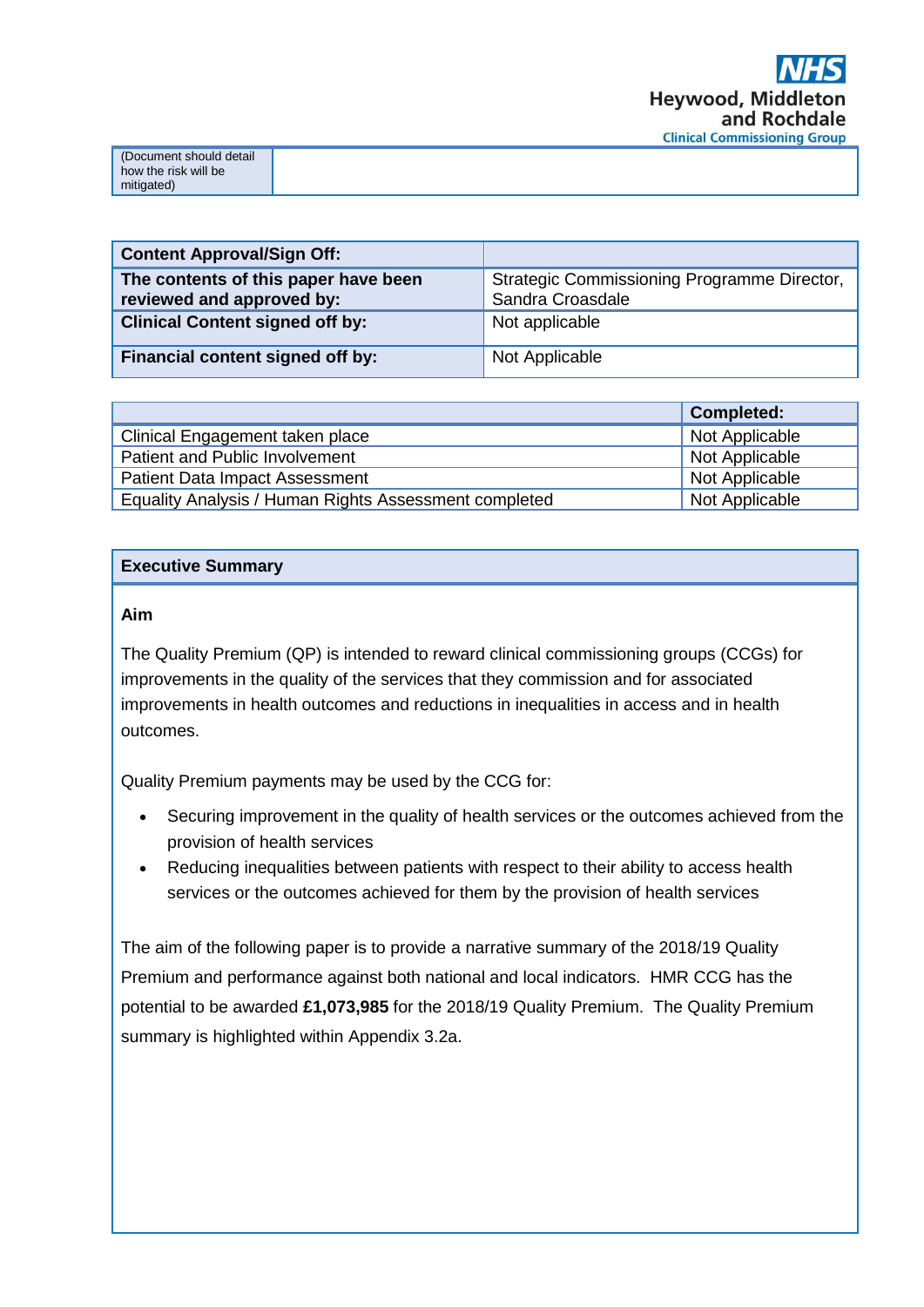| (Document should detail how the risk will be mitigated) | |
|---|---|

| Content Approval/Sign Off: | |
|---|---|
| **The contents of this paper have been reviewed and approved by:** | Strategic Commissioning Programme Director, Sandra Croasdale |
| **Clinical Content signed off by:** | Not applicable |
| **Financial content signed off by:** | Not Applicable |

| | Completed: |
|---|---|
| Clinical Engagement taken place | Not Applicable |
| Patient and Public Involvement | Not Applicable |
| Patient Data Impact Assessment | Not Applicable |
| Equality Analysis / Human Rights Assessment completed | Not Applicable |

## Executive Summary

### Aim

The Quality Premium (QP) is intended to reward clinical commissioning groups (CCGs) for improvements in the quality of the services that they commission and for associated improvements in health outcomes and reductions in inequalities in access and in health outcomes.

Quality Premium payments may be used by the CCG for:

- Securing improvement in the quality of health services or the outcomes achieved from the provision of health services
- Reducing inequalities between patients with respect to their ability to access health services or the outcomes achieved for them by the provision of health services

The aim of the following paper is to provide a narrative summary of the 2018/19 Quality Premium and performance against both national and local indicators. HMR CCG has the potential to be awarded **£1,073,985** for the 2018/19 Quality Premium. The Quality Premium summary is highlighted within Appendix 3.2a.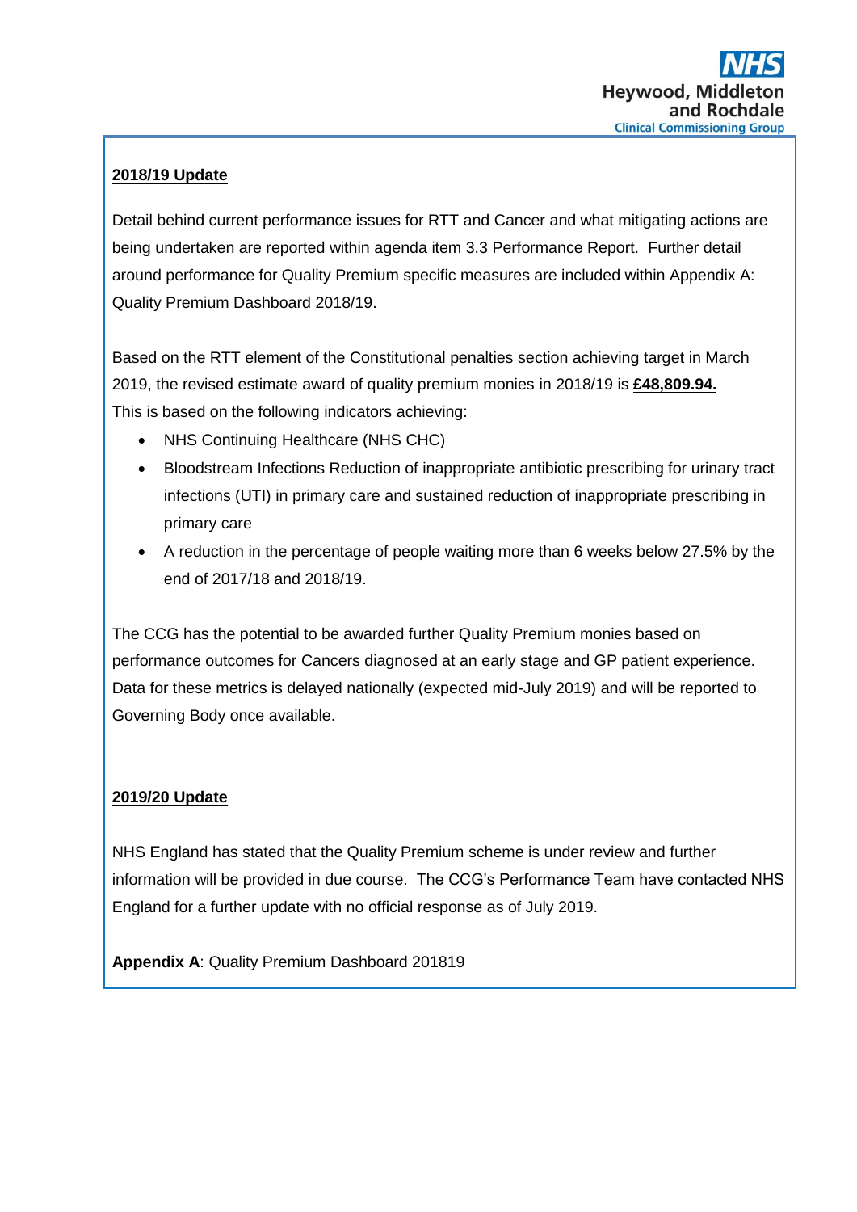**2018/19 Update**

Detail behind current performance issues for RTT and Cancer and what mitigating actions are being undertaken are reported within agenda item 3.3 Performance Report. Further detail around performance for Quality Premium specific measures are included within Appendix A: Quality Premium Dashboard 2018/19.

Based on the RTT element of the Constitutional penalties section achieving target in March 2019, the revised estimate award of quality premium monies in 2018/19 is **£48,809.94.** This is based on the following indicators achieving:

- NHS Continuing Healthcare (NHS CHC)
- Bloodstream Infections Reduction of inappropriate antibiotic prescribing for urinary tract infections (UTI) in primary care and sustained reduction of inappropriate prescribing in primary care
- A reduction in the percentage of people waiting more than 6 weeks below 27.5% by the end of 2017/18 and 2018/19.

The CCG has the potential to be awarded further Quality Premium monies based on performance outcomes for Cancers diagnosed at an early stage and GP patient experience. Data for these metrics is delayed nationally (expected mid-July 2019) and will be reported to Governing Body once available.

**2019/20 Update**

NHS England has stated that the Quality Premium scheme is under review and further information will be provided in due course. The CCG's Performance Team have contacted NHS England for a further update with no official response as of July 2019.

**Appendix A**: Quality Premium Dashboard 201819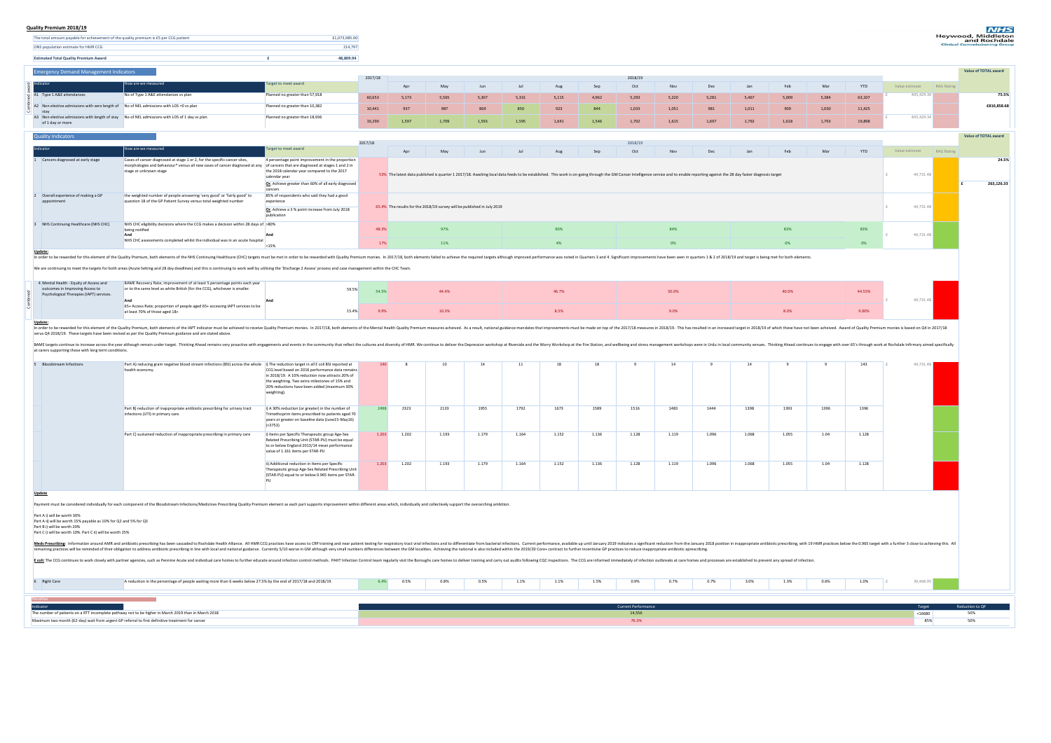## Quality Premium 2018/19

| | |
|---|---|
| The total amount payable for achievement of the quality premium is £5 per CCG patient | £1,073,985.00 |
| ONS population estimate for HMR CCG | 214,797 |
| **Estimated Total Quality Premium Award** | **£ 48,809.94** |

### Emergency Demand Management Indicators

| Indicator | How are we measured | Target to meet award | 2017/18 | Apr | May | Jun | Jul | Aug | Sep | Oct | Nov | Dec | Jan | Feb | Mar | YTD | Value estimate | RAG Rating | Value of TOTAL award |
|---|---|---|---|---|---|---|---|---|---|---|---|---|---|---|---|---|---|---|---|
| A1 Type 1 A&E attendances | No of Type 1 A&E attendances vs plan | Planned no greater than 57,918 | 60,653 | 5,173 | 5,565 | 5,307 | 5,331 | 5,115 | 4,962 | 5,293 | 5,220 | 5,281 | 5,467 | 5,009 | 5,384 | 63,107 | £ 405,429.34 | | 75.5% |
| A2 Non elective admissions with zero length of stay | No of NEL admissions with LOS =0 vs plan | Planned no greater than 10,382 | 10,441 | 937 | 987 | 869 | 850 | 923 | 844 | 1,033 | 1,051 | 981 | 1,011 | 909 | 1,030 | 11,425 | | | £810,858.68 |
| A3 Non elective admissions with length of stay of 1 day or more | No of NEL admissions with LOS of 1 day vs plan | Planned no greater than 18,936 | 19,290 | 1,597 | 1,709 | 1,593 | 1,595 | 1,641 | 1,546 | 1,702 | 1,615 | 1,697 | 1,792 | 1,618 | 1,793 | 19,898 | £ 405,429.34 | | |

### Quality Indicators

| Indicator | How are we measured | Target to meet award | 2017/18 | Apr | May | Jun | Jul | Aug | Sep | Oct | Nov | Dec | Jan | Feb | Mar | YTD | Value estimate | RAG Rating | Value of TOTAL award |
|---|---|---|---|---|---|---|---|---|---|---|---|---|---|---|---|---|---|---|---|
| 1 Cancers diagnosed at early stage | Cases of cancer diagnosed at stage 1 or 2, for the specific cancer sites, morphologies and behaviour* versus all new cases of cancer diagnosed at any stage or unknown stage | 4 percentage point improvement in the proportion of cancers that are diagnosed at stages 1 and 2 in the 2018 calendar year compared to the 2017 calendar year. **Or**, Achieve greater than 60% of all early diagnosed cancers | 53% | The latest data published is quarter 1 2017/18. Awaiting local data feeds to be established. This work is on-going through the GM Cancer Intelligence service and to enable reporting against the 28 day faster diagnosis target | | | | | | | | | | | | | £ 44,731.48 | | 24.5% |
| 2 Overall experience of making a GP appointment | the weighted number of people answering 'very good' or 'fairly good' to question 18 of the GP Patient Survey versus total weighted number | 85% of respondents who said they had a good experience. **Or**, Achieve a 3 % point increase from July 2018 publication | 65.4% | The results for the 2018/19 survey will be published in July 2019 | | | | | | | | | | | | | £ 44,731.48 | | £ 263,126.33 |
| 3 NHS Continuing Healthcare (NHS CHC) | NHS CHC eligibility decisions where the CCG makes a decision within 28 days of being notified | >80% | 48.3% | 97% | | | 90% | | | 84% | | | 83% | | | 83% | £ 44,731.48 | | |
| | **And** NHS CHC assessments completed whilst the individual was in an acute hospital | **And** <15% | 17% | 11% | | | 4% | | | 0% | | | 0% | | | 0% | | | |

**Update:**

In order to be rewarded for this element of the Quality Premium, both elements of the NHS Continuing Healthcare (CHC) targets must be met in order to be rewarded with Quality Premium monies. In 2017/18, both elements failed to achieve the required targets although improved performance was noted in Quarters 3 and 4. Significant improvements have been seen in quarters 1 & 2 of 2018/19 and target is being met for both elements.

We are continuing to meet the targets for both areas (Acute Setting and 28 day deadlines) and this is continuing to work well by utilising the 'Discharge 2 Assess' process and case management within the CHC Team.

| Indicator | How are we measured | Target to meet award | 2017/18 | Q1 | Q2 | Q3 | Q4 | YTD | Value estimate | RAG Rating |
|---|---|---|---|---|---|---|---|---|---|---|
| 4 Mental Health - Equity of Access and outcomes in Improving Access to Psychological Therapies (IAPT) services. | BAME Recovery Rate; improvement of at least 5 percentage points each year or to the same level as white British (for the CCG), whichever is smaller. | 59.5% | 54.5% | 44.4% | 46.7% | 50.0% | 40.0% | 44.55% | £ 44,731.48 | |
| | **And** 65+ Access Rate; proportion of people aged 65+ accessing IAPT services to be at least 70% of those aged 18+ | **And** 15.4% | 9.9% | 10.3% | 8.5% | 9.0% | 8.0% | 9.00% | | |

**Update:**

In order to be rewarded for this element of the Quality Premium, both elements of the IAPT indicator must be achieved to receive Quality Premium monies. In 2017/18, both elements of the Mental Health Quality Premium measures acheived. As a result, national guidance mandates that improvements must be made on top of the 2017/18 measures in 2018/19. This has resulted in an increased target in 2018/19 of which these have not been acheived. Award of Quality Premium monies is based on Q4 in 2017/18 verus Q4 2018/19. These targets have been revised as per the Quality Premium guidance and are stated above.

BAME targets continue to increase across the year although remain under target. Thinking Ahead remains very proactive with engagements and events in the community that reflect the cultures and diversity of HMR. We continue to deliver the Depression workshop at Riverside and the Worry Workshop at the Fire Station, and wellbeing and stress management workshops were in Urdu in local community venues. Thinking Ahead continues to engage with over 65's through work at Rochdale Infirmary aimed specifically at carers supporting those with long term conditions.

| Indicator | How are we measured | Target to meet award | 2017/18 | Apr | May | Jun | Jul | Aug | Sep | Oct | Nov | Dec | Jan | Feb | Mar | YTD | Value estimate | RAG Rating |
|---|---|---|---|---|---|---|---|---|---|---|---|---|---|---|---|---|---|---|
| 5 Bloodstream Infections | Part A) reducing gram negative blood stream infections (BSI) across the whole health economy. | i) The reduction target in all E coli BSI reported at CCG level based on 2016 performance data remains in 2018/19. A 10% reduction now attracts 20% of the weighting. Two extra milestones of 15% and 20% reductions have been added (maximum 30% weighting). | 140 | 8 | 10 | 14 | 11 | 18 | 18 | 9 | 14 | 9 | 14 | 9 | 9 | 143 | £ 44,731.48 | |
| | Part B) reduction of inappropriate antibiotic prescribing for urinary tract infections (UTI) in primary care. | i) A 30% reduction (or greater) in the number of Trimethoprim items prescribed to patients aged 70 years or greater on baseline data (June15-May16) (<3753) | 2498 | 2323 | 2133 | 1955 | 1792 | 1673 | 1589 | 1516 | 1483 | 1444 | 1398 | 1393 | 1396 | 1396 | | |
| | Part C) sustained reduction of inappropriate prescribing in primary care | i) Items per Specific Therapeutic group Age-Sex Related Prescribing Unit (STAR-PU) must be equal to or below England 2013/14 mean performance value of 1.161 items per STAR-PU | 1.203 | 1.202 | 1.193 | 1.179 | 1.164 | 1.152 | 1.136 | 1.128 | 1.119 | 1.096 | 1.068 | 1.055 | 1.04 | 1.128 | | |
| | | ii) Additional reduction in Items per Specific Therapeutic group Age-Sex Related Prescribing Unit (STAR-PU) equal to or below 0.965 items per STAR-PU | 1.203 | 1.202 | 1.193 | 1.179 | 1.164 | 1.152 | 1.136 | 1.128 | 1.119 | 1.096 | 1.068 | 1.055 | 1.04 | 1.128 | | |

**Update**

Payment must be considered individually for each component of the Bloodstream Infections/Medicines Prescribing Quality Premium element as each part supports improvement within different areas which, individually and collectively support the overarching ambition.

Part A i) will be worth 30%
Part A ii) will be worth 15% payable as 10% for Q2 and 5% for Q3
Part B i) will be worth 20%
Part C i) will be worth 10%. Part C ii) will be worth 25%

**Meds Prescribing**: Information around AMR and antibiotic prescribing has been cascaded to Rochdale Health Alliance. All HMR CCG practices have access to CRP training and near patient testing for respiratory tract viral infections and to differentiate from bacterial infections. Current performance, available up until January 2019 indicates a significant reduction from the January 2018 position in inappropriate antibiotic prescribing, with 19 HMR practices below the 0.965 target with a further 3 close to achieving this. All remaining practices will be reminded of their obligation to address antibiotic prescribing in line with local and national guidance. Currently 5/10 worse in GM although very small numbers differences between the GM localities. Achieving the national is also included within the 2019/20 Core+ contract to further incentivise GP practices to reduce inappropriate antibiotic aprescribing.

**E coli:** The CCG continues to work closely with partner agencies, such as Pennine Acute and individual care homes to further educate around infection control methods. PAHT Infection Control team regularly visit the Boroughs care homes to deliver training and carry out audits following CQC inspections. The CCG are informed immediately of infection outbreaks at care homes and processes are established to prevent any spread of infection.

| Indicator | How are we measured | 2017/18 | Apr | May | Jun | Jul | Aug | Sep | Oct | Nov | Dec | Jan | Feb | Mar | YTD | Value estimate | RAG Rating |
|---|---|---|---|---|---|---|---|---|---|---|---|---|---|---|---|---|---|
| 6 Right Care | A reduction in the percentage of people waiting more than 6 weeks below 27.5% by the end of 2017/18 and 2018/19. | 6.4% | 0.5% | 0.8% | 0.5% | 1.1% | 1.1% | 1.5% | 0.9% | 0.7% | 0.7% | 3.0% | 1.3% | 0.6% | 1.0% | £ 39,468.95 | |

### Penalties

| Indicator | Current Performance | Target | Reduction to QP |
|---|---|---|---|
| The number of patients on a RTT incomplete pathway not to be higher in March 2019 than in March 2018 | 14,556 | <16680 | 50% |
| Maximum two month (62-day) wait from urgent GP referral to first definitive treatment for cancer | 76.3% | 85% | 50% |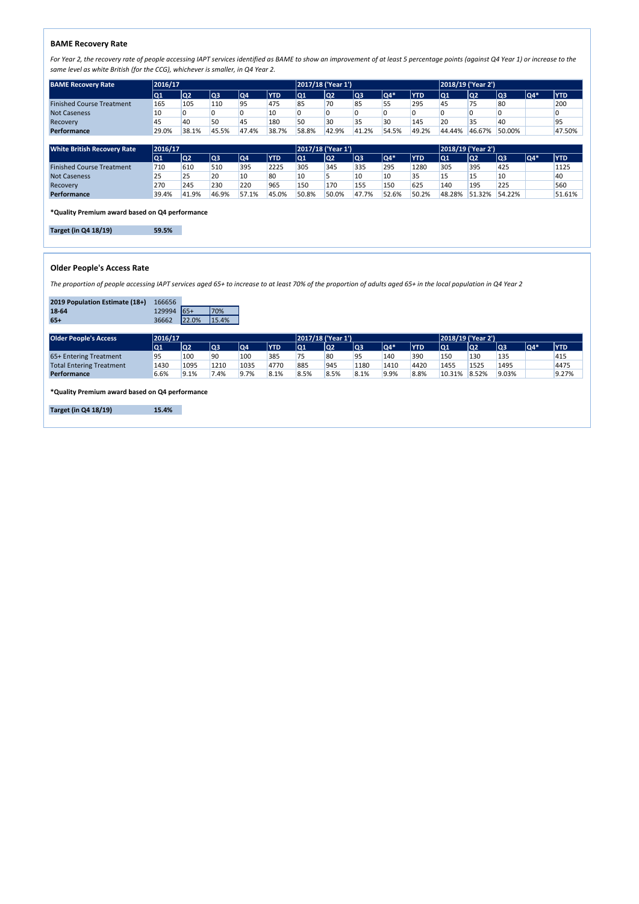## BAME Recovery Rate

*For Year 2, the recovery rate of people accessing IAPT services identified as BAME to show an improvement of at least 5 percentage points (against Q4 Year 1) or increase to the same level as white British (for the CCG), whichever is smaller, in Q4 Year 2.*

| BAME Recovery Rate | 2016/17 | | | | | 2017/18 ('Year 1') | | | | | 2018/19 ('Year 2') | | | | |
|---|---|---|---|---|---|---|---|---|---|---|---|---|---|---|---|
| | Q1 | Q2 | Q3 | Q4 | YTD | Q1 | Q2 | Q3 | Q4* | YTD | Q1 | Q2 | Q3 | Q4* | YTD |
| Finished Course Treatment | 165 | 105 | 110 | 95 | 475 | 85 | 70 | 85 | 55 | 295 | 45 | 75 | 80 | | 200 |
| Not Caseness | 10 | 0 | 0 | 0 | 10 | 0 | 0 | 0 | 0 | 0 | 0 | 0 | 0 | | 0 |
| Recovery | 45 | 40 | 50 | 45 | 180 | 50 | 30 | 35 | 30 | 145 | 20 | 35 | 40 | | 95 |
| **Performance** | 29.0% | 38.1% | 45.5% | 47.4% | 38.7% | 58.8% | 42.9% | 41.2% | 54.5% | 49.2% | 44.44% | 46.67% | 50.00% | | 47.50% |

| White British Recovery Rate | 2016/17 | | | | | 2017/18 ('Year 1') | | | | | 2018/19 ('Year 2') | | | | |
|---|---|---|---|---|---|---|---|---|---|---|---|---|---|---|---|
| | Q1 | Q2 | Q3 | Q4 | YTD | Q1 | Q2 | Q3 | Q4* | YTD | Q1 | Q2 | Q3 | Q4* | YTD |
| Finished Course Treatment | 710 | 610 | 510 | 395 | 2225 | 305 | 345 | 335 | 295 | 1280 | 305 | 395 | 425 | | 1125 |
| Not Caseness | 25 | 25 | 20 | 10 | 80 | 10 | 5 | 10 | 10 | 35 | 15 | 15 | 10 | | 40 |
| Recovery | 270 | 245 | 230 | 220 | 965 | 150 | 170 | 155 | 150 | 625 | 140 | 195 | 225 | | 560 |
| **Performance** | 39.4% | 41.9% | 46.9% | 57.1% | 45.0% | 50.8% | 50.0% | 47.7% | 52.6% | 50.2% | 48.28% | 51.32% | 54.22% | | 51.61% |

**\*Quality Premium award based on Q4 performance**

| **Target (in Q4 18/19)** | **59.5%** |
|---|---|

## Older People's Access Rate

*The proportion of people accessing IAPT services aged 65+ to increase to at least 70% of the proportion of adults aged 65+ in the local population in Q4 Year 2*

| **2019 Population Estimate (18+)** | 166656 | | |
|---|---|---|---|
| **18-64** | 129994 | 65+ | 70% |
| **65+** | 36662 | 22.0% | 15.4% |

| Older People's Access | 2016/17 | | | | | 2017/18 ('Year 1') | | | | | 2018/19 ('Year 2') | | | | |
|---|---|---|---|---|---|---|---|---|---|---|---|---|---|---|---|
| | Q1 | Q2 | Q3 | Q4 | YTD | Q1 | Q2 | Q3 | Q4* | YTD | Q1 | Q2 | Q3 | Q4* | YTD |
| 65+ Entering Treatment | 95 | 100 | 90 | 100 | 385 | 75 | 80 | 95 | 140 | 390 | 150 | 130 | 135 | | 415 |
| Total Entering Treatment | 1430 | 1095 | 1210 | 1035 | 4770 | 885 | 945 | 1180 | 1410 | 4420 | 1455 | 1525 | 1495 | | 4475 |
| **Performance** | 6.6% | 9.1% | 7.4% | 9.7% | 8.1% | 8.5% | 8.5% | 8.1% | 9.9% | 8.8% | 10.31% | 8.52% | 9.03% | | 9.27% |

**\*Quality Premium award based on Q4 performance**

| **Target (in Q4 18/19)** | **15.4%** |
|---|---|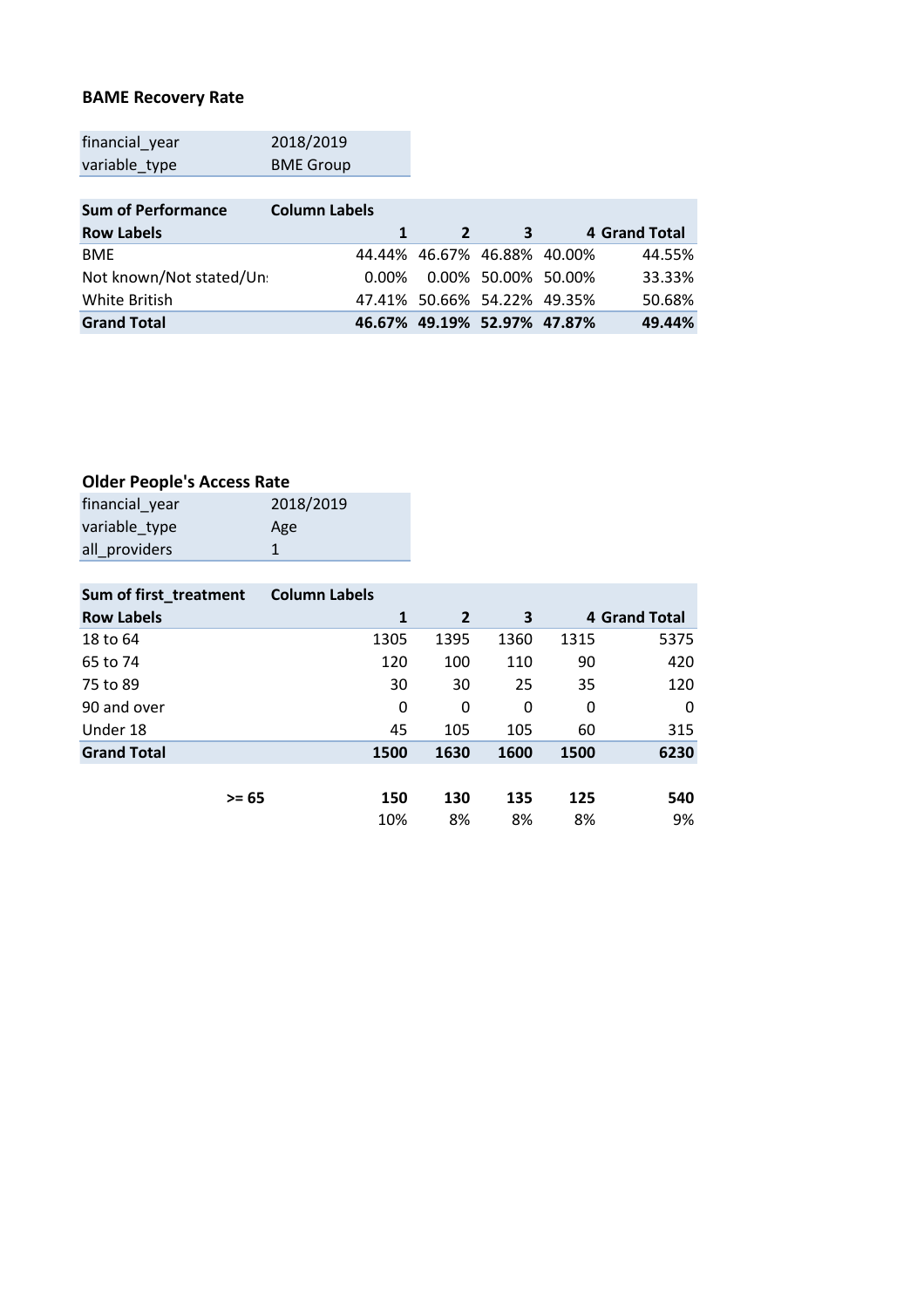**BAME Recovery Rate**

| | |
|---|---|
| financial_year | 2018/2019 |
| variable_type | BME Group |

| Sum of Performance | Column Labels | | | | |
|---|---|---|---|---|---|
| **Row Labels** | **1** | **2** | **3** | **4** | **Grand Total** |
| BME | 44.44% | 46.67% | 46.88% | 40.00% | 44.55% |
| Not known/Not stated/Un: | 0.00% | 0.00% | 50.00% | 50.00% | 33.33% |
| White British | 47.41% | 50.66% | 54.22% | 49.35% | 50.68% |
| **Grand Total** | **46.67%** | **49.19%** | **52.97%** | **47.87%** | **49.44%** |

**Older People's Access Rate**

| | |
|---|---|
| financial_year | 2018/2019 |
| variable_type | Age |
| all_providers | 1 |

| Sum of first_treatment | Column Labels | | | | |
|---|---|---|---|---|---|
| **Row Labels** | **1** | **2** | **3** | **4** | **Grand Total** |
| 18 to 64 | 1305 | 1395 | 1360 | 1315 | 5375 |
| 65 to 74 | 120 | 100 | 110 | 90 | 420 |
| 75 to 89 | 30 | 30 | 25 | 35 | 120 |
| 90 and over | 0 | 0 | 0 | 0 | 0 |
| Under 18 | 45 | 105 | 105 | 60 | 315 |
| **Grand Total** | **1500** | **1630** | **1600** | **1500** | **6230** |
| | | | | | |
| **>= 65** | **150** | **130** | **135** | **125** | **540** |
| | 10% | 8% | 8% | 8% | 9% |